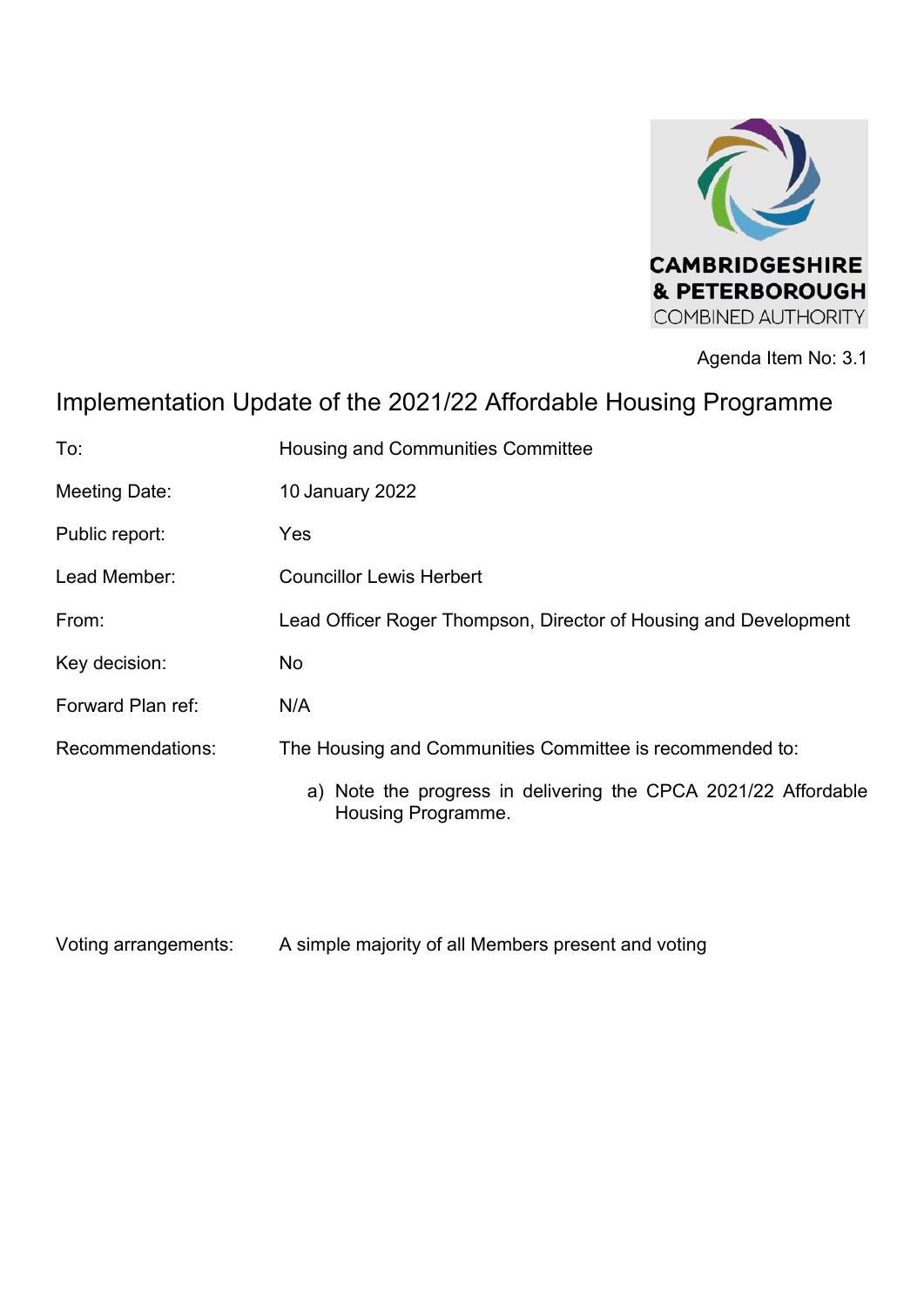CAMBRIDGESHIRE & PETERBOROUGH COMBINED AUTHORITY

Agenda Item No: 3.1

# Implementation Update of the 2021/22 Affordable Housing Programme

| | |
|---|---|
| To: | Housing and Communities Committee |
| Meeting Date: | 10 January 2022 |
| Public report: | Yes |
| Lead Member: | Councillor Lewis Herbert |
| From: | Lead Officer Roger Thompson, Director of Housing and Development |
| Key decision: | No |
| Forward Plan ref: | N/A |
| Recommendations: | The Housing and Communities Committee is recommended to:<br><br>a) Note the progress in delivering the CPCA 2021/22 Affordable Housing Programme. |
| Voting arrangements: | A simple majority of all Members present and voting |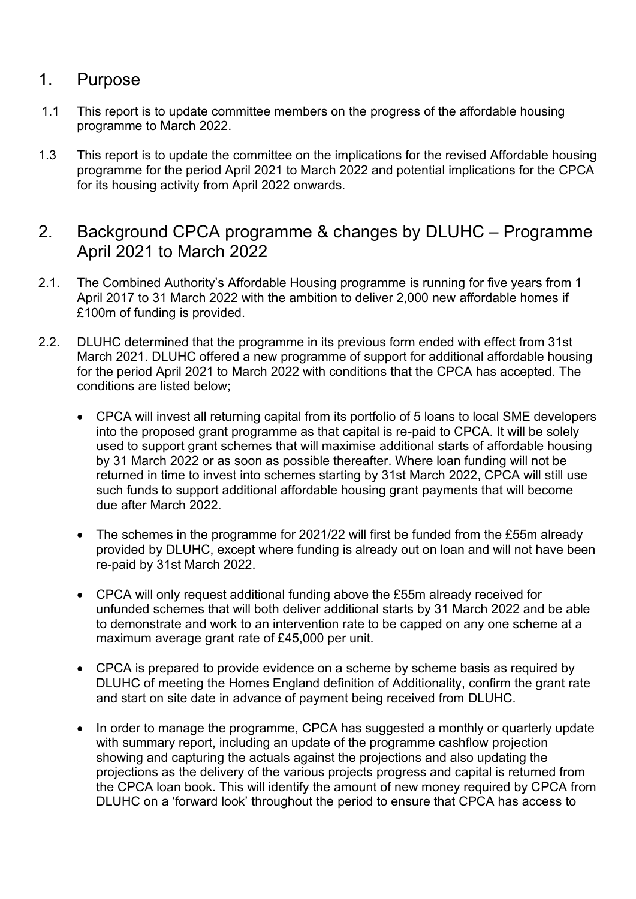## 1. Purpose

1.1 This report is to update committee members on the progress of the affordable housing programme to March 2022.

1.3 This report is to update the committee on the implications for the revised Affordable housing programme for the period April 2021 to March 2022 and potential implications for the CPCA for its housing activity from April 2022 onwards.

## 2. Background CPCA programme & changes by DLUHC – Programme April 2021 to March 2022

2.1. The Combined Authority's Affordable Housing programme is running for five years from 1 April 2017 to 31 March 2022 with the ambition to deliver 2,000 new affordable homes if £100m of funding is provided.

2.2. DLUHC determined that the programme in its previous form ended with effect from 31st March 2021. DLUHC offered a new programme of support for additional affordable housing for the period April 2021 to March 2022 with conditions that the CPCA has accepted. The conditions are listed below;

- CPCA will invest all returning capital from its portfolio of 5 loans to local SME developers into the proposed grant programme as that capital is re-paid to CPCA. It will be solely used to support grant schemes that will maximise additional starts of affordable housing by 31 March 2022 or as soon as possible thereafter. Where loan funding will not be returned in time to invest into schemes starting by 31st March 2022, CPCA will still use such funds to support additional affordable housing grant payments that will become due after March 2022.

- The schemes in the programme for 2021/22 will first be funded from the £55m already provided by DLUHC, except where funding is already out on loan and will not have been re-paid by 31st March 2022.

- CPCA will only request additional funding above the £55m already received for unfunded schemes that will both deliver additional starts by 31 March 2022 and be able to demonstrate and work to an intervention rate to be capped on any one scheme at a maximum average grant rate of £45,000 per unit.

- CPCA is prepared to provide evidence on a scheme by scheme basis as required by DLUHC of meeting the Homes England definition of Additionality, confirm the grant rate and start on site date in advance of payment being received from DLUHC.

- In order to manage the programme, CPCA has suggested a monthly or quarterly update with summary report, including an update of the programme cashflow projection showing and capturing the actuals against the projections and also updating the projections as the delivery of the various projects progress and capital is returned from the CPCA loan book. This will identify the amount of new money required by CPCA from DLUHC on a 'forward look' throughout the period to ensure that CPCA has access to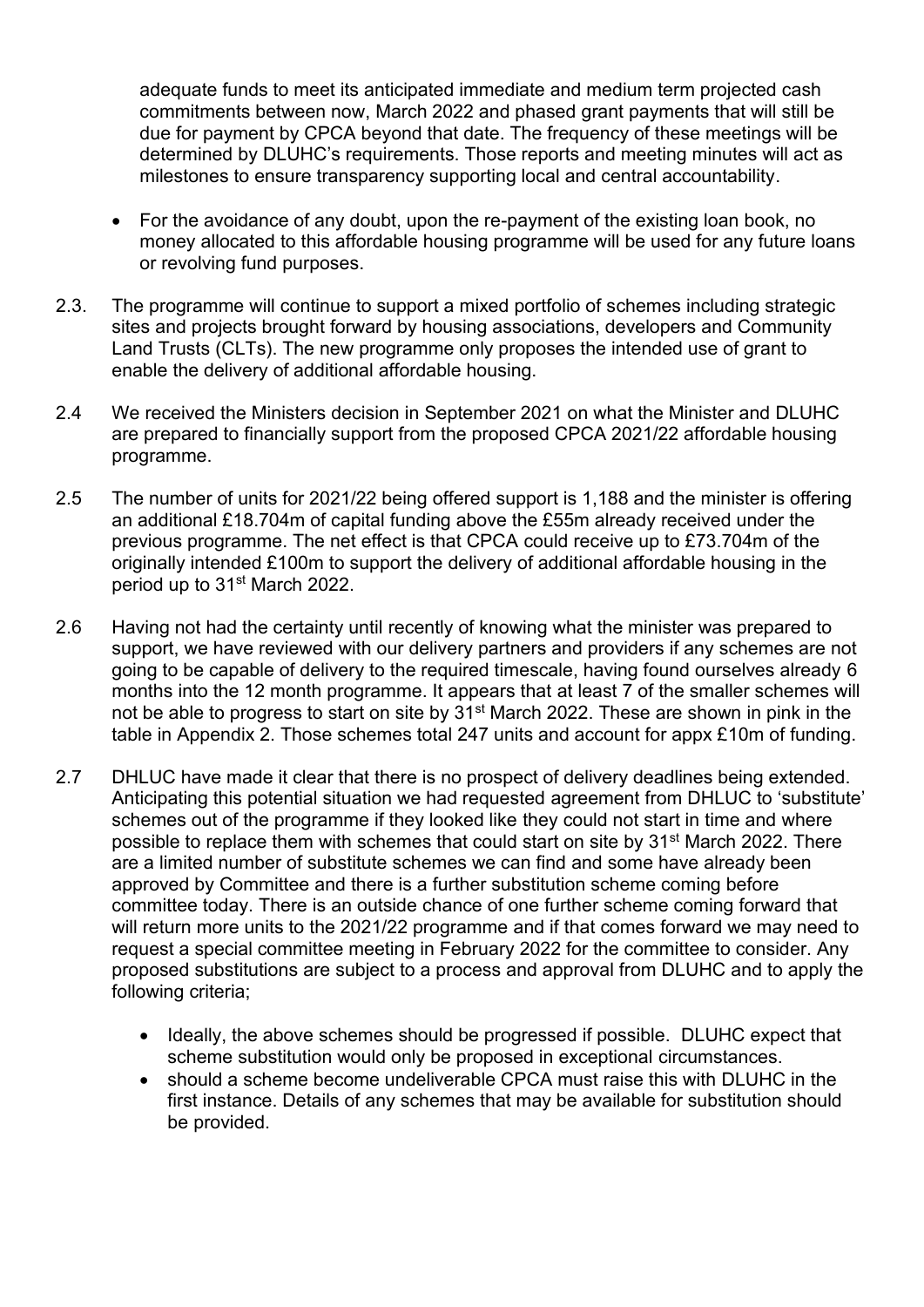adequate funds to meet its anticipated immediate and medium term projected cash commitments between now, March 2022 and phased grant payments that will still be due for payment by CPCA beyond that date. The frequency of these meetings will be determined by DLUHC's requirements. Those reports and meeting minutes will act as milestones to ensure transparency supporting local and central accountability.

- For the avoidance of any doubt, upon the re-payment of the existing loan book, no money allocated to this affordable housing programme will be used for any future loans or revolving fund purposes.

2.3. The programme will continue to support a mixed portfolio of schemes including strategic sites and projects brought forward by housing associations, developers and Community Land Trusts (CLTs). The new programme only proposes the intended use of grant to enable the delivery of additional affordable housing.

2.4 We received the Ministers decision in September 2021 on what the Minister and DLUHC are prepared to financially support from the proposed CPCA 2021/22 affordable housing programme.

2.5 The number of units for 2021/22 being offered support is 1,188 and the minister is offering an additional £18.704m of capital funding above the £55m already received under the previous programme. The net effect is that CPCA could receive up to £73.704m of the originally intended £100m to support the delivery of additional affordable housing in the period up to 31st March 2022.

2.6 Having not had the certainty until recently of knowing what the minister was prepared to support, we have reviewed with our delivery partners and providers if any schemes are not going to be capable of delivery to the required timescale, having found ourselves already 6 months into the 12 month programme. It appears that at least 7 of the smaller schemes will not be able to progress to start on site by 31st March 2022. These are shown in pink in the table in Appendix 2. Those schemes total 247 units and account for appx £10m of funding.

2.7 DHLUC have made it clear that there is no prospect of delivery deadlines being extended. Anticipating this potential situation we had requested agreement from DHLUC to 'substitute' schemes out of the programme if they looked like they could not start in time and where possible to replace them with schemes that could start on site by 31st March 2022. There are a limited number of substitute schemes we can find and some have already been approved by Committee and there is a further substitution scheme coming before committee today. There is an outside chance of one further scheme coming forward that will return more units to the 2021/22 programme and if that comes forward we may need to request a special committee meeting in February 2022 for the committee to consider. Any proposed substitutions are subject to a process and approval from DLUHC and to apply the following criteria;

- Ideally, the above schemes should be progressed if possible. DLUHC expect that scheme substitution would only be proposed in exceptional circumstances.
- should a scheme become undeliverable CPCA must raise this with DLUHC in the first instance. Details of any schemes that may be available for substitution should be provided.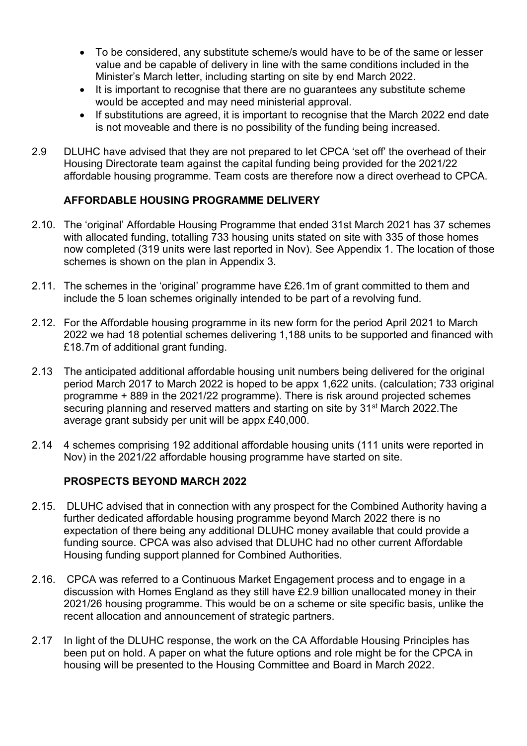- To be considered, any substitute scheme/s would have to be of the same or lesser value and be capable of delivery in line with the same conditions included in the Minister's March letter, including starting on site by end March 2022.
- It is important to recognise that there are no guarantees any substitute scheme would be accepted and may need ministerial approval.
- If substitutions are agreed, it is important to recognise that the March 2022 end date is not moveable and there is no possibility of the funding being increased.

2.9 DLUHC have advised that they are not prepared to let CPCA 'set off' the overhead of their Housing Directorate team against the capital funding being provided for the 2021/22 affordable housing programme. Team costs are therefore now a direct overhead to CPCA.

**AFFORDABLE HOUSING PROGRAMME DELIVERY**

2.10. The 'original' Affordable Housing Programme that ended 31st March 2021 has 37 schemes with allocated funding, totalling 733 housing units stated on site with 335 of those homes now completed (319 units were last reported in Nov). See Appendix 1. The location of those schemes is shown on the plan in Appendix 3.

2.11. The schemes in the 'original' programme have £26.1m of grant committed to them and include the 5 loan schemes originally intended to be part of a revolving fund.

2.12. For the Affordable housing programme in its new form for the period April 2021 to March 2022 we had 18 potential schemes delivering 1,188 units to be supported and financed with £18.7m of additional grant funding.

2.13 The anticipated additional affordable housing unit numbers being delivered for the original period March 2017 to March 2022 is hoped to be appx 1,622 units. (calculation; 733 original programme + 889 in the 2021/22 programme). There is risk around projected schemes securing planning and reserved matters and starting on site by 31st March 2022.The average grant subsidy per unit will be appx £40,000.

2.14 4 schemes comprising 192 additional affordable housing units (111 units were reported in Nov) in the 2021/22 affordable housing programme have started on site.

**PROSPECTS BEYOND MARCH 2022**

2.15. DLUHC advised that in connection with any prospect for the Combined Authority having a further dedicated affordable housing programme beyond March 2022 there is no expectation of there being any additional DLUHC money available that could provide a funding source. CPCA was also advised that DLUHC had no other current Affordable Housing funding support planned for Combined Authorities.

2.16. CPCA was referred to a Continuous Market Engagement process and to engage in a discussion with Homes England as they still have £2.9 billion unallocated money in their 2021/26 housing programme. This would be on a scheme or site specific basis, unlike the recent allocation and announcement of strategic partners.

2.17 In light of the DLUHC response, the work on the CA Affordable Housing Principles has been put on hold. A paper on what the future options and role might be for the CPCA in housing will be presented to the Housing Committee and Board in March 2022.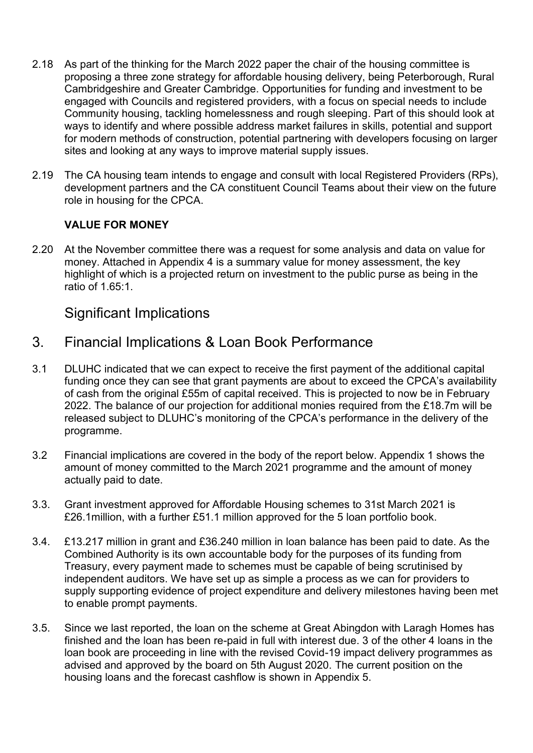2.18 As part of the thinking for the March 2022 paper the chair of the housing committee is proposing a three zone strategy for affordable housing delivery, being Peterborough, Rural Cambridgeshire and Greater Cambridge. Opportunities for funding and investment to be engaged with Councils and registered providers, with a focus on special needs to include Community housing, tackling homelessness and rough sleeping. Part of this should look at ways to identify and where possible address market failures in skills, potential and support for modern methods of construction, potential partnering with developers focusing on larger sites and looking at any ways to improve material supply issues.

2.19 The CA housing team intends to engage and consult with local Registered Providers (RPs), development partners and the CA constituent Council Teams about their view on the future role in housing for the CPCA.

**VALUE FOR MONEY**

2.20 At the November committee there was a request for some analysis and data on value for money. Attached in Appendix 4 is a summary value for money assessment, the key highlight of which is a projected return on investment to the public purse as being in the ratio of 1.65:1.

## Significant Implications

## 3. Financial Implications & Loan Book Performance

3.1 DLUHC indicated that we can expect to receive the first payment of the additional capital funding once they can see that grant payments are about to exceed the CPCA's availability of cash from the original £55m of capital received. This is projected to now be in February 2022. The balance of our projection for additional monies required from the £18.7m will be released subject to DLUHC's monitoring of the CPCA's performance in the delivery of the programme.

3.2 Financial implications are covered in the body of the report below. Appendix 1 shows the amount of money committed to the March 2021 programme and the amount of money actually paid to date.

3.3. Grant investment approved for Affordable Housing schemes to 31st March 2021 is £26.1million, with a further £51.1 million approved for the 5 loan portfolio book.

3.4. £13.217 million in grant and £36.240 million in loan balance has been paid to date. As the Combined Authority is its own accountable body for the purposes of its funding from Treasury, every payment made to schemes must be capable of being scrutinised by independent auditors. We have set up as simple a process as we can for providers to supply supporting evidence of project expenditure and delivery milestones having been met to enable prompt payments.

3.5. Since we last reported, the loan on the scheme at Great Abingdon with Laragh Homes has finished and the loan has been re-paid in full with interest due. 3 of the other 4 loans in the loan book are proceeding in line with the revised Covid-19 impact delivery programmes as advised and approved by the board on 5th August 2020. The current position on the housing loans and the forecast cashflow is shown in Appendix 5.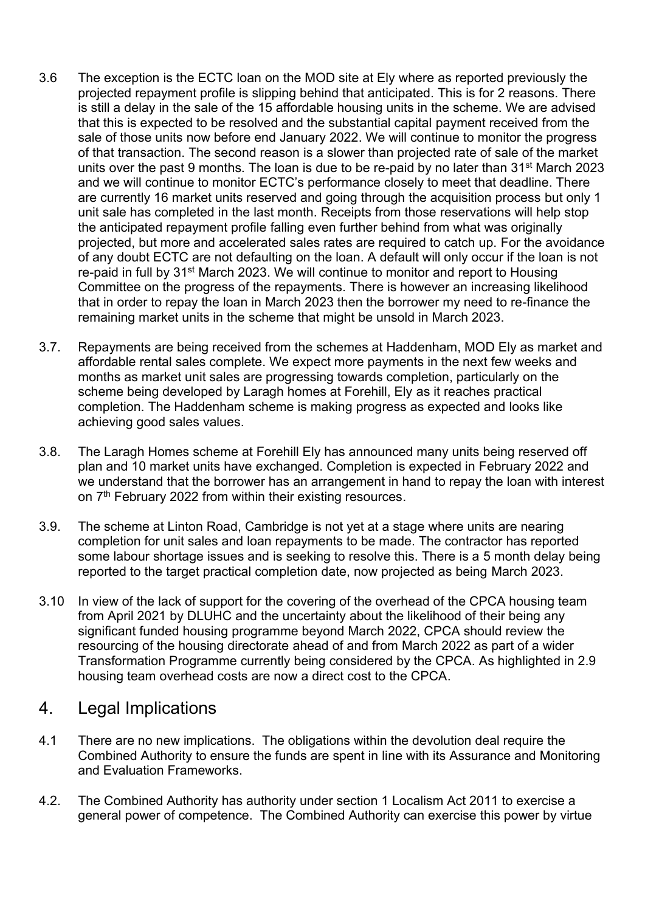3.6 The exception is the ECTC loan on the MOD site at Ely where as reported previously the projected repayment profile is slipping behind that anticipated. This is for 2 reasons. There is still a delay in the sale of the 15 affordable housing units in the scheme. We are advised that this is expected to be resolved and the substantial capital payment received from the sale of those units now before end January 2022. We will continue to monitor the progress of that transaction. The second reason is a slower than projected rate of sale of the market units over the past 9 months. The loan is due to be re-paid by no later than 31st March 2023 and we will continue to monitor ECTC's performance closely to meet that deadline. There are currently 16 market units reserved and going through the acquisition process but only 1 unit sale has completed in the last month. Receipts from those reservations will help stop the anticipated repayment profile falling even further behind from what was originally projected, but more and accelerated sales rates are required to catch up. For the avoidance of any doubt ECTC are not defaulting on the loan. A default will only occur if the loan is not re-paid in full by 31st March 2023. We will continue to monitor and report to Housing Committee on the progress of the repayments. There is however an increasing likelihood that in order to repay the loan in March 2023 then the borrower my need to re-finance the remaining market units in the scheme that might be unsold in March 2023.

3.7. Repayments are being received from the schemes at Haddenham, MOD Ely as market and affordable rental sales complete. We expect more payments in the next few weeks and months as market unit sales are progressing towards completion, particularly on the scheme being developed by Laragh homes at Forehill, Ely as it reaches practical completion. The Haddenham scheme is making progress as expected and looks like achieving good sales values.

3.8. The Laragh Homes scheme at Forehill Ely has announced many units being reserved off plan and 10 market units have exchanged. Completion is expected in February 2022 and we understand that the borrower has an arrangement in hand to repay the loan with interest on 7th February 2022 from within their existing resources.

3.9. The scheme at Linton Road, Cambridge is not yet at a stage where units are nearing completion for unit sales and loan repayments to be made. The contractor has reported some labour shortage issues and is seeking to resolve this. There is a 5 month delay being reported to the target practical completion date, now projected as being March 2023.

3.10 In view of the lack of support for the covering of the overhead of the CPCA housing team from April 2021 by DLUHC and the uncertainty about the likelihood of their being any significant funded housing programme beyond March 2022, CPCA should review the resourcing of the housing directorate ahead of and from March 2022 as part of a wider Transformation Programme currently being considered by the CPCA. As highlighted in 2.9 housing team overhead costs are now a direct cost to the CPCA.

## 4. Legal Implications

4.1 There are no new implications. The obligations within the devolution deal require the Combined Authority to ensure the funds are spent in line with its Assurance and Monitoring and Evaluation Frameworks.

4.2. The Combined Authority has authority under section 1 Localism Act 2011 to exercise a general power of competence. The Combined Authority can exercise this power by virtue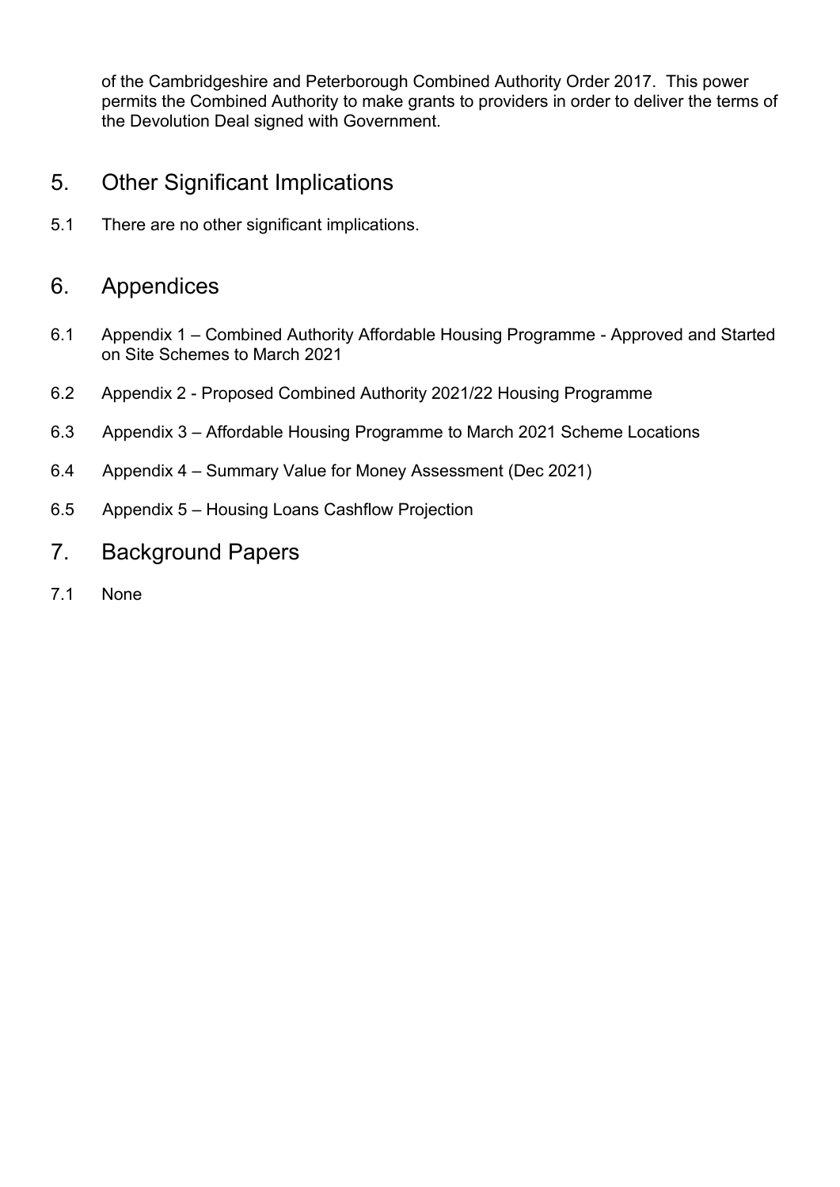of the Cambridgeshire and Peterborough Combined Authority Order 2017. This power permits the Combined Authority to make grants to providers in order to deliver the terms of the Devolution Deal signed with Government.

## 5. Other Significant Implications

5.1 There are no other significant implications.

## 6. Appendices

6.1 Appendix 1 – Combined Authority Affordable Housing Programme - Approved and Started on Site Schemes to March 2021

6.2 Appendix 2 - Proposed Combined Authority 2021/22 Housing Programme

6.3 Appendix 3 – Affordable Housing Programme to March 2021 Scheme Locations

6.4 Appendix 4 – Summary Value for Money Assessment (Dec 2021)

6.5 Appendix 5 – Housing Loans Cashflow Projection

## 7. Background Papers

7.1 None